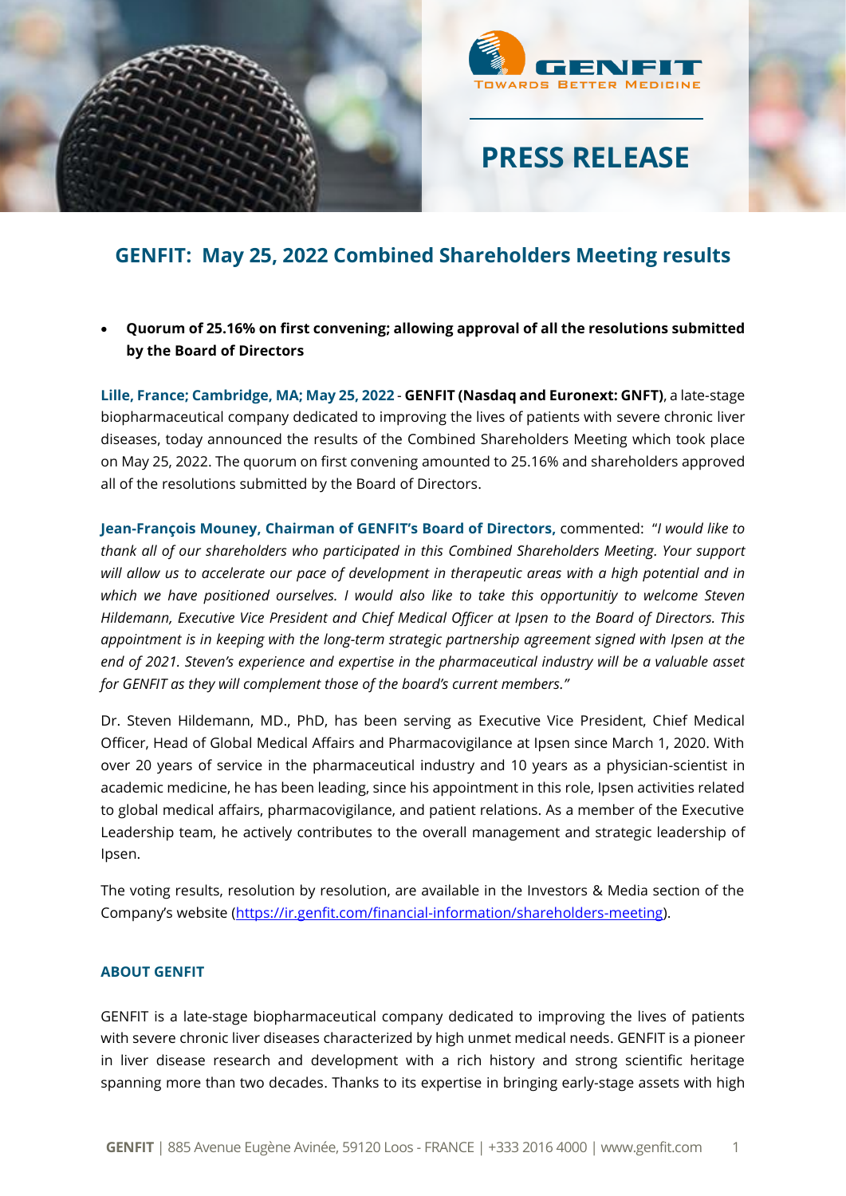PRESS RELEASE

# GENFIT: May 25, 2022 Combined Shareholders Meeting results

- **Quorum of 25.16% on first convening; allowing approval of all the resolutions submitted by the Board of Directors**

**Lille, France; Cambridge, MA; May 25, 2022** - **GENFIT (Nasdaq and Euronext: GNFT)**, a late-stage biopharmaceutical company dedicated to improving the lives of patients with severe chronic liver diseases, today announced the results of the Combined Shareholders Meeting which took place on May 25, 2022. The quorum on first convening amounted to 25.16% and shareholders approved all of the resolutions submitted by the Board of Directors.

**Jean-François Mouney, Chairman of GENFIT's Board of Directors,** commented: "*I would like to thank all of our shareholders who participated in this Combined Shareholders Meeting. Your support will allow us to accelerate our pace of development in therapeutic areas with a high potential and in which we have positioned ourselves. I would also like to take this opportunitiy to welcome Steven Hildemann, Executive Vice President and Chief Medical Officer at Ipsen to the Board of Directors. This appointment is in keeping with the long-term strategic partnership agreement signed with Ipsen at the end of 2021. Steven's experience and expertise in the pharmaceutical industry will be a valuable asset for GENFIT as they will complement those of the board's current members.*"

Dr. Steven Hildemann, MD., PhD, has been serving as Executive Vice President, Chief Medical Officer, Head of Global Medical Affairs and Pharmacovigilance at Ipsen since March 1, 2020. With over 20 years of service in the pharmaceutical industry and 10 years as a physician-scientist in academic medicine, he has been leading, since his appointment in this role, Ipsen activities related to global medical affairs, pharmacovigilance, and patient relations. As a member of the Executive Leadership team, he actively contributes to the overall management and strategic leadership of Ipsen.

The voting results, resolution by resolution, are available in the Investors & Media section of the Company's website (https://ir.genfit.com/financial-information/shareholders-meeting).

## ABOUT GENFIT

GENFIT is a late-stage biopharmaceutical company dedicated to improving the lives of patients with severe chronic liver diseases characterized by high unmet medical needs. GENFIT is a pioneer in liver disease research and development with a rich history and strong scientific heritage spanning more than two decades. Thanks to its expertise in bringing early-stage assets with high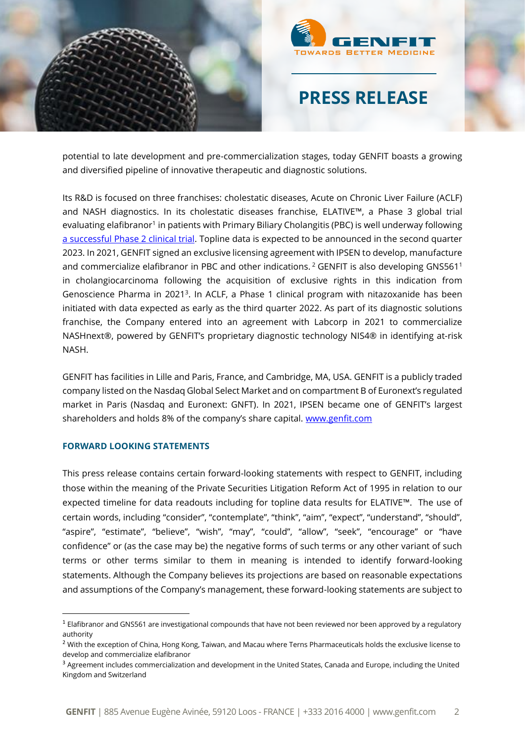potential to late development and pre-commercialization stages, today GENFIT boasts a growing and diversified pipeline of innovative therapeutic and diagnostic solutions.

Its R&D is focused on three franchises: cholestatic diseases, Acute on Chronic Liver Failure (ACLF) and NASH diagnostics. In its cholestatic diseases franchise, ELATIVE™, a Phase 3 global trial evaluating elafibranor[1] in patients with Primary Biliary Cholangitis (PBC) is well underway following a successful Phase 2 clinical trial. Topline data is expected to be announced in the second quarter 2023. In 2021, GENFIT signed an exclusive licensing agreement with IPSEN to develop, manufacture and commercialize elafibranor in PBC and other indications.[2] GENFIT is also developing GNS561[1] in cholangiocarcinoma following the acquisition of exclusive rights in this indication from Genoscience Pharma in 2021[3]. In ACLF, a Phase 1 clinical program with nitazoxanide has been initiated with data expected as early as the third quarter 2022. As part of its diagnostic solutions franchise, the Company entered into an agreement with Labcorp in 2021 to commercialize NASHnext®, powered by GENFIT's proprietary diagnostic technology NIS4® in identifying at-risk NASH.

GENFIT has facilities in Lille and Paris, France, and Cambridge, MA, USA. GENFIT is a publicly traded company listed on the Nasdaq Global Select Market and on compartment B of Euronext's regulated market in Paris (Nasdaq and Euronext: GNFT). In 2021, IPSEN became one of GENFIT's largest shareholders and holds 8% of the company's share capital. www.genfit.com

### FORWARD LOOKING STATEMENTS

This press release contains certain forward-looking statements with respect to GENFIT, including those within the meaning of the Private Securities Litigation Reform Act of 1995 in relation to our expected timeline for data readouts including for topline data results for ELATIVE™. The use of certain words, including "consider", "contemplate", "think", "aim", "expect", "understand", "should", "aspire", "estimate", "believe", "wish", "may", "could", "allow", "seek", "encourage" or "have confidence" or (as the case may be) the negative forms of such terms or any other variant of such terms or other terms similar to them in meaning is intended to identify forward-looking statements. Although the Company believes its projections are based on reasonable expectations and assumptions of the Company's management, these forward-looking statements are subject to

---

[1] Elafibranor and GNS561 are investigational compounds that have not been reviewed nor been approved by a regulatory authority

[2] With the exception of China, Hong Kong, Taiwan, and Macau where Terns Pharmaceuticals holds the exclusive license to develop and commercialize elafibranor

[3] Agreement includes commercialization and development in the United States, Canada and Europe, including the United Kingdom and Switzerland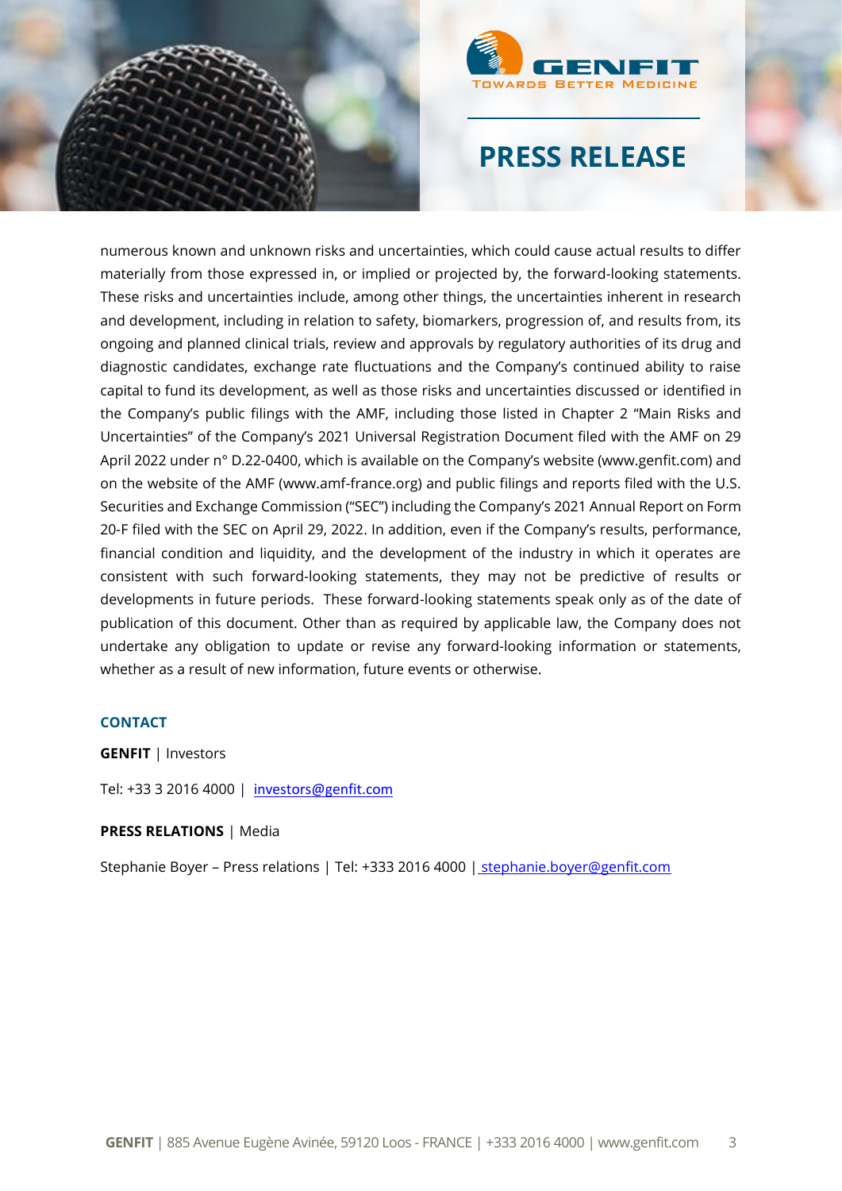numerous known and unknown risks and uncertainties, which could cause actual results to differ materially from those expressed in, or implied or projected by, the forward-looking statements. These risks and uncertainties include, among other things, the uncertainties inherent in research and development, including in relation to safety, biomarkers, progression of, and results from, its ongoing and planned clinical trials, review and approvals by regulatory authorities of its drug and diagnostic candidates, exchange rate fluctuations and the Company's continued ability to raise capital to fund its development, as well as those risks and uncertainties discussed or identified in the Company's public filings with the AMF, including those listed in Chapter 2 "Main Risks and Uncertainties" of the Company's 2021 Universal Registration Document filed with the AMF on 29 April 2022 under n° D.22-0400, which is available on the Company's website (www.genfit.com) and on the website of the AMF (www.amf-france.org) and public filings and reports filed with the U.S. Securities and Exchange Commission ("SEC") including the Company's 2021 Annual Report on Form 20-F filed with the SEC on April 29, 2022. In addition, even if the Company's results, performance, financial condition and liquidity, and the development of the industry in which it operates are consistent with such forward-looking statements, they may not be predictive of results or developments in future periods. These forward-looking statements speak only as of the date of publication of this document. Other than as required by applicable law, the Company does not undertake any obligation to update or revise any forward-looking information or statements, whether as a result of new information, future events or otherwise.

## CONTACT

**GENFIT** | Investors

Tel: +33 3 2016 4000 | investors@genfit.com

**PRESS RELATIONS** | Media

Stephanie Boyer – Press relations | Tel: +333 2016 4000 | stephanie.boyer@genfit.com